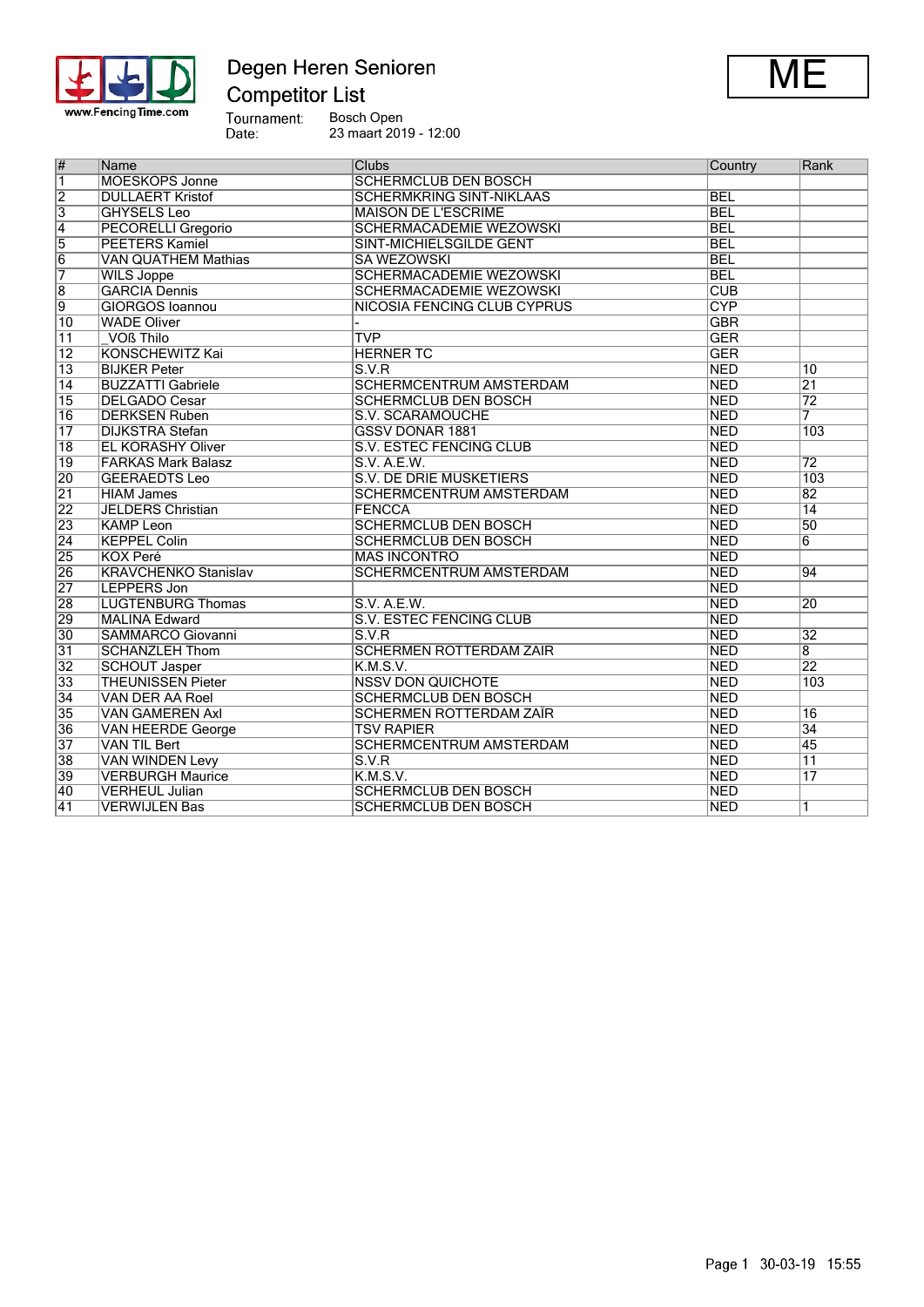# Degen Heren Senioren

## Competitor List

**ME**

Tournament: Bosch Open
Date: 23 maart 2019 - 12:00

| # | Name | Clubs | Country | Rank |
|---|---|---|---|---|
| 1 | MOESKOPS Jonne | SCHERMCLUB DEN BOSCH | | |
| 2 | DULLAERT Kristof | SCHERMKRING SINT-NIKLAAS | BEL | |
| 3 | GHYSELS Leo | MAISON DE L'ESCRIME | BEL | |
| 4 | PECORELLI Gregorio | SCHERMACADEMIE WEZOWSKI | BEL | |
| 5 | PEETERS Kamiel | SINT-MICHIELSGILDE GENT | BEL | |
| 6 | VAN QUATHEM Mathias | SA WEZOWSKI | BEL | |
| 7 | WILS Joppe | SCHERMACADEMIE WEZOWSKI | BEL | |
| 8 | GARCIA Dennis | SCHERMACADEMIE WEZOWSKI | CUB | |
| 9 | GIORGOS Ioannou | NICOSIA FENCING CLUB CYPRUS | CYP | |
| 10 | WADE Oliver | - | GBR | |
| 11 | _VOß Thilo | TVP | GER | |
| 12 | KONSCHEWITZ Kai | HERNER TC | GER | |
| 13 | BIJKER Peter | S.V.R | NED | 10 |
| 14 | BUZZATTI Gabriele | SCHERMCENTRUM AMSTERDAM | NED | 21 |
| 15 | DELGADO Cesar | SCHERMCLUB DEN BOSCH | NED | 72 |
| 16 | DERKSEN Ruben | S.V. SCARAMOUCHE | NED | 7 |
| 17 | DIJKSTRA Stefan | GSSV DONAR 1881 | NED | 103 |
| 18 | EL KORASHY Oliver | S.V. ESTEC FENCING CLUB | NED | |
| 19 | FARKAS Mark Balasz | S.V. A.E.W. | NED | 72 |
| 20 | GEERAEDTS Leo | S.V. DE DRIE MUSKETIERS | NED | 103 |
| 21 | HIAM James | SCHERMCENTRUM AMSTERDAM | NED | 82 |
| 22 | JELDERS Christian | FENCCA | NED | 14 |
| 23 | KAMP Leon | SCHERMCLUB DEN BOSCH | NED | 50 |
| 24 | KEPPEL Colin | SCHERMCLUB DEN BOSCH | NED | 6 |
| 25 | KOX Peré | MAS INCONTRO | NED | |
| 26 | KRAVCHENKO Stanislav | SCHERMCENTRUM AMSTERDAM | NED | 94 |
| 27 | LEPPERS Jon | | NED | |
| 28 | LUGTENBURG Thomas | S.V. A.E.W. | NED | 20 |
| 29 | MALINA Edward | S.V. ESTEC FENCING CLUB | NED | |
| 30 | SAMMARCO Giovanni | S.V.R | NED | 32 |
| 31 | SCHANZLEH Thom | SCHERMEN ROTTERDAM ZAIR | NED | 8 |
| 32 | SCHOUT Jasper | K.M.S.V. | NED | 22 |
| 33 | THEUNISSEN Pieter | NSSV DON QUICHOTE | NED | 103 |
| 34 | VAN DER AA Roel | SCHERMCLUB DEN BOSCH | NED | |
| 35 | VAN GAMEREN Axl | SCHERMEN ROTTERDAM ZAÏR | NED | 16 |
| 36 | VAN HEERDE George | TSV RAPIER | NED | 34 |
| 37 | VAN TIL Bert | SCHERMCENTRUM AMSTERDAM | NED | 45 |
| 38 | VAN WINDEN Levy | S.V.R | NED | 11 |
| 39 | VERBURGH Maurice | K.M.S.V. | NED | 17 |
| 40 | VERHEUL Julian | SCHERMCLUB DEN BOSCH | NED | |
| 41 | VERWIJLEN Bas | SCHERMCLUB DEN BOSCH | NED | 1 |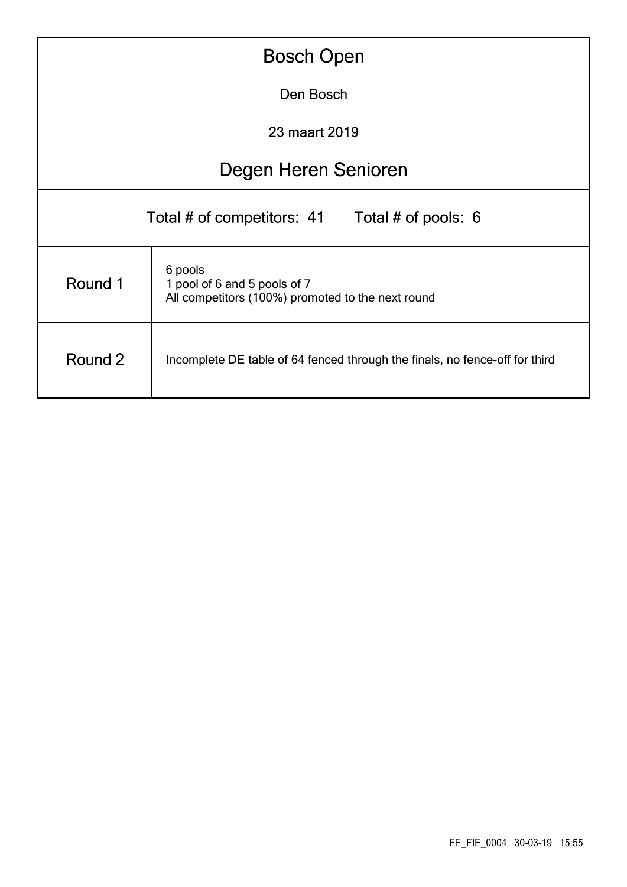# Bosch Open

Den Bosch

23 maart 2019

## Degen Heren Senioren

Total # of competitors: 41 Total # of pools: 6

| Round | Details |
| --- | --- |
| Round 1 | 6 pools<br>1 pool of 6 and 5 pools of 7<br>All competitors (100%) promoted to the next round |
| Round 2 | Incomplete DE table of 64 fenced through the finals, no fence-off for third |

FE_FIE_0004 30-03-19 15:55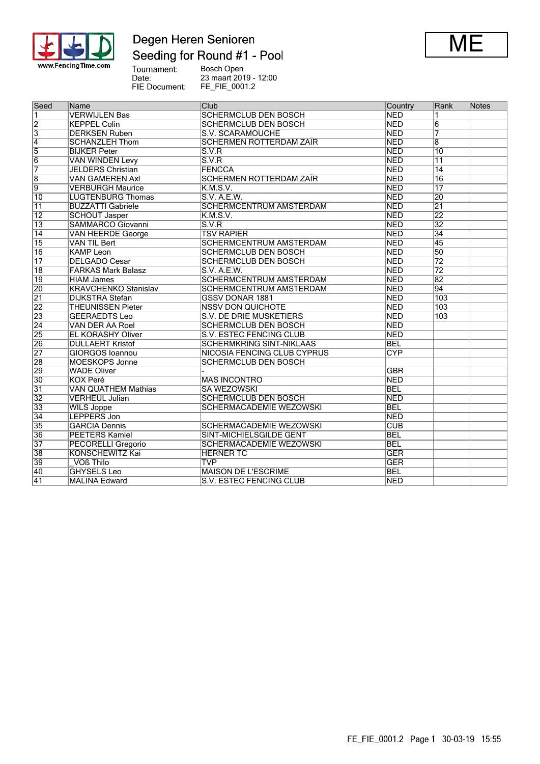# Degen Heren Senioren

## Seeding for Round #1 - Pool

**ME**

Tournament: Bosch Open
Date: 23 maart 2019 - 12:00
FIE Document: FE_FIE_0001.2

| Seed | Name | Club | Country | Rank | Notes |
|---|---|---|---|---|---|
| 1 | VERWIJLEN Bas | SCHERMCLUB DEN BOSCH | NED | 1 | |
| 2 | KEPPEL Colin | SCHERMCLUB DEN BOSCH | NED | 6 | |
| 3 | DERKSEN Ruben | S.V. SCARAMOUCHE | NED | 7 | |
| 4 | SCHANZLEH Thom | SCHERMEN ROTTERDAM ZAÏR | NED | 8 | |
| 5 | BIJKER Peter | S.V.R | NED | 10 | |
| 6 | VAN WINDEN Levy | S.V.R | NED | 11 | |
| 7 | JELDERS Christian | FENCCA | NED | 14 | |
| 8 | VAN GAMEREN Axl | SCHERMEN ROTTERDAM ZAÏR | NED | 16 | |
| 9 | VERBURGH Maurice | K.M.S.V. | NED | 17 | |
| 10 | LUGTENBURG Thomas | S.V. A.E.W. | NED | 20 | |
| 11 | BUZZATTI Gabriele | SCHERMCENTRUM AMSTERDAM | NED | 21 | |
| 12 | SCHOUT Jasper | K.M.S.V. | NED | 22 | |
| 13 | SAMMARCO Giovanni | S.V.R | NED | 32 | |
| 14 | VAN HEERDE George | TSV RAPIER | NED | 34 | |
| 15 | VAN TIL Bert | SCHERMCENTRUM AMSTERDAM | NED | 45 | |
| 16 | KAMP Leon | SCHERMCLUB DEN BOSCH | NED | 50 | |
| 17 | DELGADO Cesar | SCHERMCLUB DEN BOSCH | NED | 72 | |
| 18 | FARKAS Mark Balasz | S.V. A.E.W. | NED | 72 | |
| 19 | HIAM James | SCHERMCENTRUM AMSTERDAM | NED | 82 | |
| 20 | KRAVCHENKO Stanislav | SCHERMCENTRUM AMSTERDAM | NED | 94 | |
| 21 | DIJKSTRA Stefan | GSSV DONAR 1881 | NED | 103 | |
| 22 | THEUNISSEN Pieter | NSSV DON QUICHOTE | NED | 103 | |
| 23 | GEERAEDTS Leo | S.V. DE DRIE MUSKETIERS | NED | 103 | |
| 24 | VAN DER AA Roel | SCHERMCLUB DEN BOSCH | NED | | |
| 25 | EL KORASHY Oliver | S.V. ESTEC FENCING CLUB | NED | | |
| 26 | DULLAERT Kristof | SCHERMKRING SINT-NIKLAAS | BEL | | |
| 27 | GIORGOS Ioannou | NICOSIA FENCING CLUB CYPRUS | CYP | | |
| 28 | MOESKOPS Jonne | SCHERMCLUB DEN BOSCH | | | |
| 29 | WADE Oliver | - | GBR | | |
| 30 | KOX Peré | MAS INCONTRO | NED | | |
| 31 | VAN QUATHEM Mathias | SA WEZOWSKI | BEL | | |
| 32 | VERHEUL Julian | SCHERMCLUB DEN BOSCH | NED | | |
| 33 | WILS Joppe | SCHERMACADEMIE WEZOWSKI | BEL | | |
| 34 | LEPPERS Jon | | NED | | |
| 35 | GARCIA Dennis | SCHERMACADEMIE WEZOWSKI | CUB | | |
| 36 | PEETERS Kamiel | SINT-MICHIELSGILDE GENT | BEL | | |
| 37 | PECORELLI Gregorio | SCHERMACADEMIE WEZOWSKI | BEL | | |
| 38 | KONSCHEWITZ Kai | HERNER TC | GER | | |
| 39 | _VOß Thilo | TVP | GER | | |
| 40 | GHYSELS Leo | MAISON DE L'ESCRIME | BEL | | |
| 41 | MALINA Edward | S.V. ESTEC FENCING CLUB | NED | | |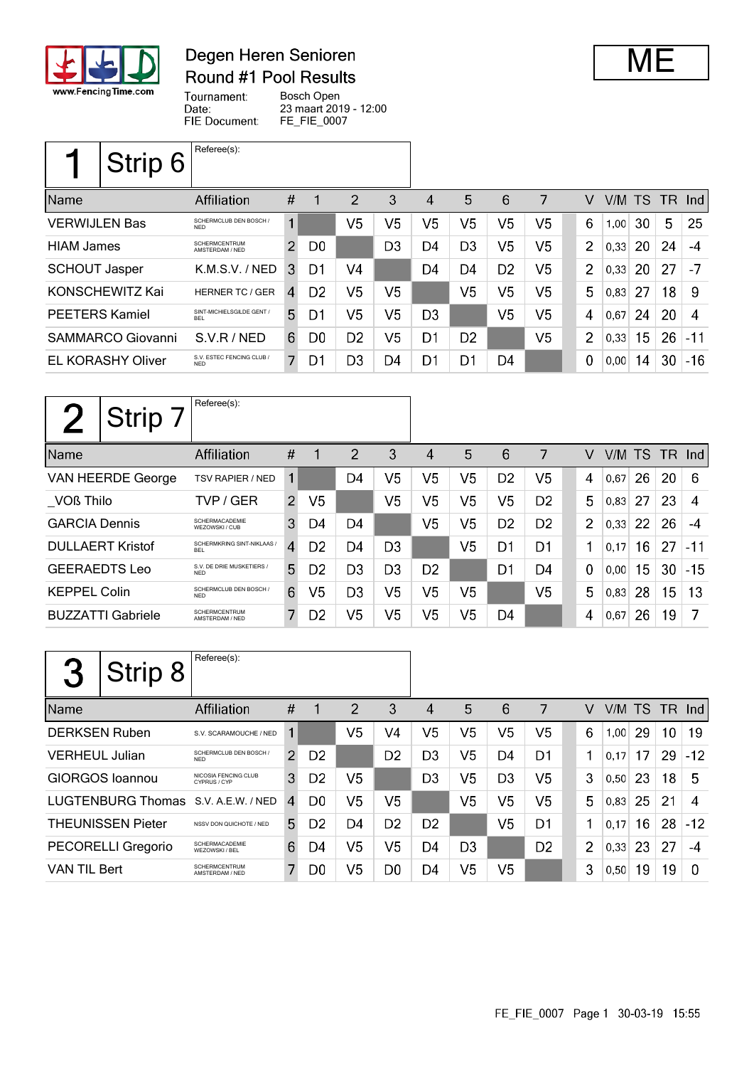www.FencingTime.com

# Degen Heren Senioren
## Round #1 Pool Results

**ME**

Tournament: Bosch Open
Date: 23 maart 2019 - 12:00
FIE Document: FE_FIE_0007

## 1 Strip 6

Referee(s):

| Name | Affiliation | # | 1 | 2 | 3 | 4 | 5 | 6 | 7 | V | V/M | TS | TR | Ind |
|---|---|---|---|---|---|---|---|---|---|---|---|---|---|---|
| VERWIJLEN Bas | SCHERMCLUB DEN BOSCH / NED | 1 | | V5 | V5 | V5 | V5 | V5 | V5 | 6 | 1,00 | 30 | 5 | 25 |
| HIAM James | SCHERMCENTRUM AMSTERDAM / NED | 2 | D0 | | D3 | D4 | D3 | V5 | V5 | 2 | 0,33 | 20 | 24 | -4 |
| SCHOUT Jasper | K.M.S.V. / NED | 3 | D1 | V4 | | D4 | D4 | D2 | V5 | 2 | 0,33 | 20 | 27 | -7 |
| KONSCHEWITZ Kai | HERNER TC / GER | 4 | D2 | V5 | V5 | | V5 | V5 | V5 | 5 | 0,83 | 27 | 18 | 9 |
| PEETERS Kamiel | SINT-MICHIELSGILDE GENT / BEL | 5 | D1 | V5 | V5 | D3 | | V5 | V5 | 4 | 0,67 | 24 | 20 | 4 |
| SAMMARCO Giovanni | S.V.R / NED | 6 | D0 | D2 | V5 | D1 | D2 | | V5 | 2 | 0,33 | 15 | 26 | -11 |
| EL KORASHY Oliver | S.V. ESTEC FENCING CLUB / NED | 7 | D1 | D3 | D4 | D1 | D1 | D4 | | 0 | 0,00 | 14 | 30 | -16 |

## 2 Strip 7

Referee(s):

| Name | Affiliation | # | 1 | 2 | 3 | 4 | 5 | 6 | 7 | V | V/M | TS | TR | Ind |
|---|---|---|---|---|---|---|---|---|---|---|---|---|---|---|
| VAN HEERDE George | TSV RAPIER / NED | 1 | | D4 | V5 | V5 | V5 | D2 | V5 | 4 | 0,67 | 26 | 20 | 6 |
| _VOß Thilo | TVP / GER | 2 | V5 | | V5 | V5 | V5 | V5 | D2 | 5 | 0,83 | 27 | 23 | 4 |
| GARCIA Dennis | SCHERMACADEMIE WEZOWSKI / CUB | 3 | D4 | D4 | | V5 | V5 | D2 | D2 | 2 | 0,33 | 22 | 26 | -4 |
| DULLAERT Kristof | SCHERMKRING SINT-NIKLAAS / BEL | 4 | D2 | D4 | D3 | | V5 | D1 | D1 | 1 | 0,17 | 16 | 27 | -11 |
| GEERAEDTS Leo | S.V. DE DRIE MUSKETIERS / NED | 5 | D2 | D3 | D3 | D2 | | D1 | D4 | 0 | 0,00 | 15 | 30 | -15 |
| KEPPEL Colin | SCHERMCLUB DEN BOSCH / NED | 6 | V5 | D3 | V5 | V5 | V5 | | V5 | 5 | 0,83 | 28 | 15 | 13 |
| BUZZATTI Gabriele | SCHERMCENTRUM AMSTERDAM / NED | 7 | D2 | V5 | V5 | V5 | V5 | D4 | | 4 | 0,67 | 26 | 19 | 7 |

## 3 Strip 8

Referee(s):

| Name | Affiliation | # | 1 | 2 | 3 | 4 | 5 | 6 | 7 | V | V/M | TS | TR | Ind |
|---|---|---|---|---|---|---|---|---|---|---|---|---|---|---|
| DERKSEN Ruben | S.V. SCARAMOUCHE / NED | 1 | | V5 | V4 | V5 | V5 | V5 | V5 | 6 | 1,00 | 29 | 10 | 19 |
| VERHEUL Julian | SCHERMCLUB DEN BOSCH / NED | 2 | D2 | | D2 | D3 | V5 | D4 | D1 | 1 | 0,17 | 17 | 29 | -12 |
| GIORGOS Ioannou | NICOSIA FENCING CLUB CYPRUS / CYP | 3 | D2 | V5 | | D3 | V5 | D3 | V5 | 3 | 0,50 | 23 | 18 | 5 |
| LUGTENBURG Thomas | S.V. A.E.W. / NED | 4 | D0 | V5 | V5 | | V5 | V5 | V5 | 5 | 0,83 | 25 | 21 | 4 |
| THEUNISSEN Pieter | NSSV DON QUICHOTE / NED | 5 | D2 | D4 | D2 | D2 | | V5 | D1 | 1 | 0,17 | 16 | 28 | -12 |
| PECORELLI Gregorio | SCHERMACADEMIE WEZOWSKI / BEL | 6 | D4 | V5 | V5 | D4 | D3 | | D2 | 2 | 0,33 | 23 | 27 | -4 |
| VAN TIL Bert | SCHERMCENTRUM AMSTERDAM / NED | 7 | D0 | V5 | D0 | D4 | V5 | V5 | | 3 | 0,50 | 19 | 19 | 0 |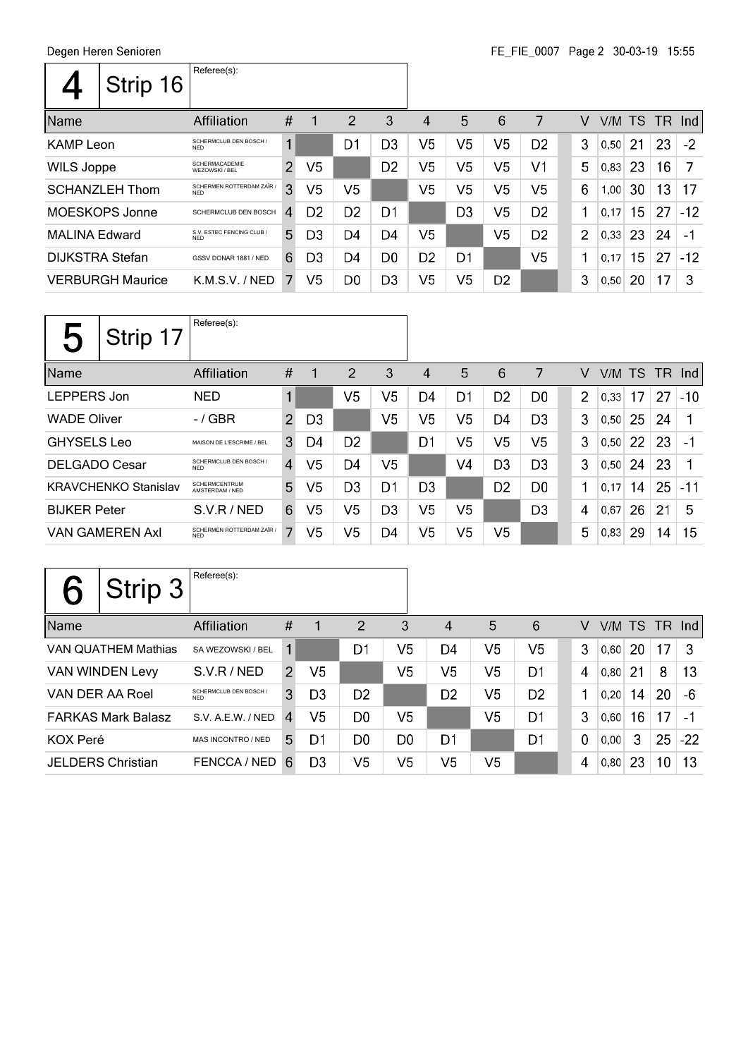Degen Heren Senioren

## 4 Strip 16

Referee(s):

| Name | Affiliation | # | 1 | 2 | 3 | 4 | 5 | 6 | 7 | | V | V/M | TS | TR | Ind |
|---|---|---|---|---|---|---|---|---|---|---|---|---|---|---|---|
| KAMP Leon | SCHERMCLUB DEN BOSCH / NED | 1 | | D1 | D3 | V5 | V5 | V5 | D2 | | 3 | 0,50 | 21 | 23 | -2 |
| WILS Joppe | SCHERMACADEMIE WEZOWSKI / BEL | 2 | V5 | | D2 | V5 | V5 | V5 | V1 | | 5 | 0,83 | 23 | 16 | 7 |
| SCHANZLEH Thom | SCHERMEN ROTTERDAM ZAÏR / NED | 3 | V5 | V5 | | V5 | V5 | V5 | V5 | | 6 | 1,00 | 30 | 13 | 17 |
| MOESKOPS Jonne | SCHERMCLUB DEN BOSCH | 4 | D2 | D2 | D1 | | D3 | V5 | D2 | | 1 | 0,17 | 15 | 27 | -12 |
| MALINA Edward | S.V. ESTEC FENCING CLUB / NED | 5 | D3 | D4 | D4 | V5 | | V5 | D2 | | 2 | 0,33 | 23 | 24 | -1 |
| DIJKSTRA Stefan | GSSV DONAR 1881 / NED | 6 | D3 | D4 | D0 | D2 | D1 | | V5 | | 1 | 0,17 | 15 | 27 | -12 |
| VERBURGH Maurice | K.M.S.V. / NED | 7 | V5 | D0 | D3 | V5 | V5 | D2 | | | 3 | 0,50 | 20 | 17 | 3 |

## 5 Strip 17

Referee(s):

| Name | Affiliation | # | 1 | 2 | 3 | 4 | 5 | 6 | 7 | | V | V/M | TS | TR | Ind |
|---|---|---|---|---|---|---|---|---|---|---|---|---|---|---|---|
| LEPPERS Jon | NED | 1 | | V5 | V5 | D4 | D1 | D2 | D0 | | 2 | 0,33 | 17 | 27 | -10 |
| WADE Oliver | - / GBR | 2 | D3 | | V5 | V5 | V5 | D4 | D3 | | 3 | 0,50 | 25 | 24 | 1 |
| GHYSELS Leo | MAISON DE L'ESCRIME / BEL | 3 | D4 | D2 | | D1 | V5 | V5 | V5 | | 3 | 0,50 | 22 | 23 | -1 |
| DELGADO Cesar | SCHERMCLUB DEN BOSCH / NED | 4 | V5 | D4 | V5 | | V4 | D3 | D3 | | 3 | 0,50 | 24 | 23 | 1 |
| KRAVCHENKO Stanislav | SCHERMCENTRUM AMSTERDAM / NED | 5 | V5 | D3 | D1 | D3 | | D2 | D0 | | 1 | 0,17 | 14 | 25 | -11 |
| BIJKER Peter | S.V.R / NED | 6 | V5 | V5 | D3 | V5 | V5 | | D3 | | 4 | 0,67 | 26 | 21 | 5 |
| VAN GAMEREN Axl | SCHERMEN ROTTERDAM ZAÏR / NED | 7 | V5 | V5 | D4 | V5 | V5 | V5 | | | 5 | 0,83 | 29 | 14 | 15 |

## 6 Strip 3

Referee(s):

| Name | Affiliation | # | 1 | 2 | 3 | 4 | 5 | 6 | | V | V/M | TS | TR | Ind |
|---|---|---|---|---|---|---|---|---|---|---|---|---|---|---|
| VAN QUATHEM Mathias | SA WEZOWSKI / BEL | 1 | | D1 | V5 | D4 | V5 | V5 | | 3 | 0,60 | 20 | 17 | 3 |
| VAN WINDEN Levy | S.V.R / NED | 2 | V5 | | V5 | V5 | V5 | D1 | | 4 | 0,80 | 21 | 8 | 13 |
| VAN DER AA Roel | SCHERMCLUB DEN BOSCH / NED | 3 | D3 | D2 | | D2 | V5 | D2 | | 1 | 0,20 | 14 | 20 | -6 |
| FARKAS Mark Balasz | S.V. A.E.W. / NED | 4 | V5 | D0 | V5 | | V5 | D1 | | 3 | 0,60 | 16 | 17 | -1 |
| KOX Peré | MAS INCONTRO / NED | 5 | D1 | D0 | D0 | D1 | | D1 | | 0 | 0,00 | 3 | 25 | -22 |
| JELDERS Christian | FENCCA / NED | 6 | D3 | V5 | V5 | V5 | V5 | | | 4 | 0,80 | 23 | 10 | 13 |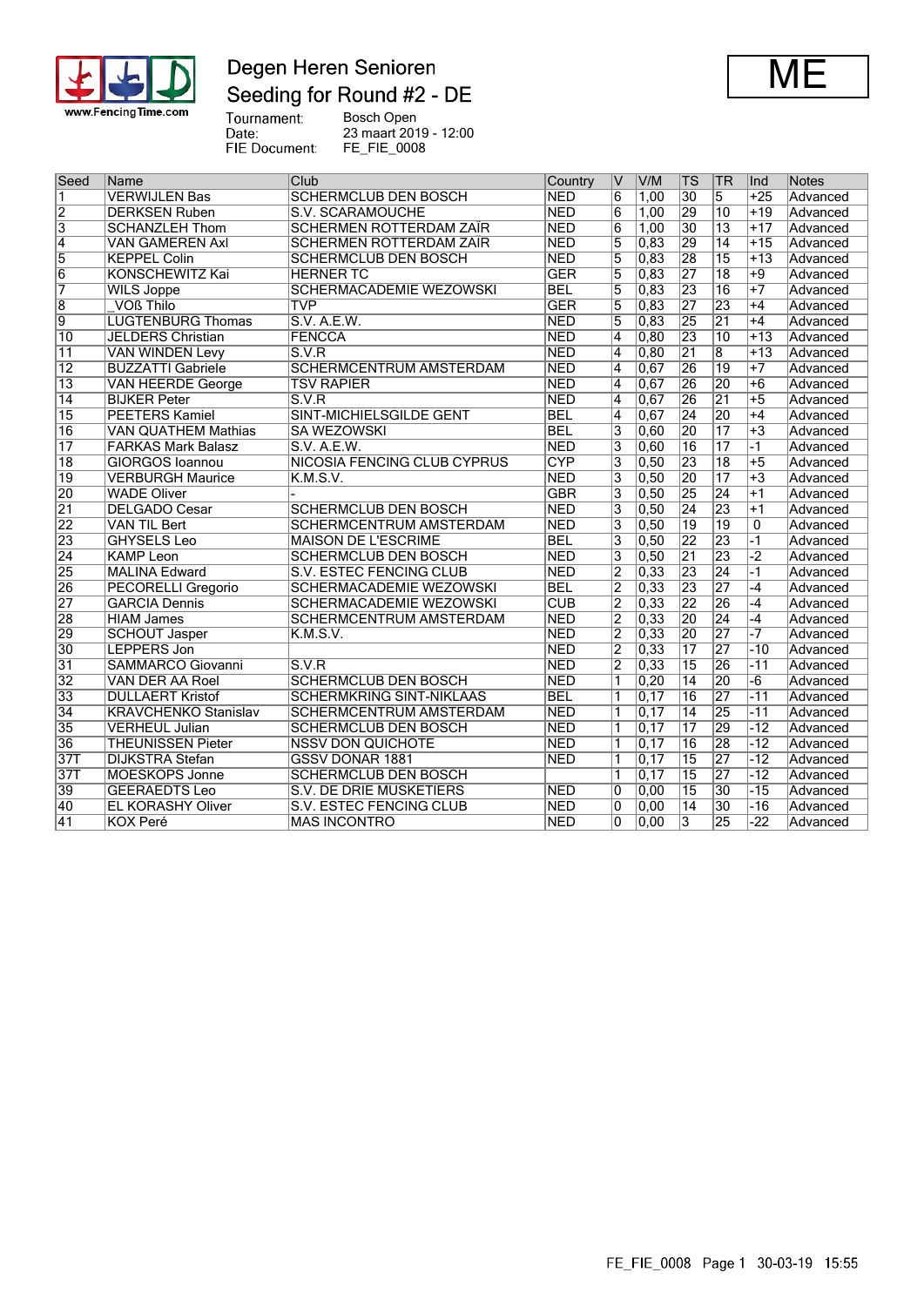# Degen Heren Senioren

## Seeding for Round #2 - DE

**ME**

Tournament: Bosch Open
Date: 23 maart 2019 - 12:00
FIE Document: FE_FIE_0008

| Seed | Name | Club | Country | V | V/M | TS | TR | Ind | Notes |
|---|---|---|---|---|---|---|---|---|---|
| 1 | VERWIJLEN Bas | SCHERMCLUB DEN BOSCH | NED | 6 | 1,00 | 30 | 5 | +25 | Advanced |
| 2 | DERKSEN Ruben | S.V. SCARAMOUCHE | NED | 6 | 1,00 | 29 | 10 | +19 | Advanced |
| 3 | SCHANZLEH Thom | SCHERMEN ROTTERDAM ZAÏR | NED | 6 | 1,00 | 30 | 13 | +17 | Advanced |
| 4 | VAN GAMEREN Axl | SCHERMEN ROTTERDAM ZAIR | NED | 5 | 0,83 | 29 | 14 | +15 | Advanced |
| 5 | KEPPEL Colin | SCHERMCLUB DEN BOSCH | NED | 5 | 0,83 | 28 | 15 | +13 | Advanced |
| 6 | KONSCHEWITZ Kai | HERNER TC | GER | 5 | 0,83 | 27 | 18 | +9 | Advanced |
| 7 | WILS Joppe | SCHERMACADEMIE WEZOWSKI | BEL | 5 | 0,83 | 23 | 16 | +7 | Advanced |
| 8 | _VOß Thilo | TVP | GER | 5 | 0,83 | 27 | 23 | +4 | Advanced |
| 9 | LUGTENBURG Thomas | S.V. A.E.W. | NED | 5 | 0,83 | 25 | 21 | +4 | Advanced |
| 10 | JELDERS Christian | FENCCA | NED | 4 | 0,80 | 23 | 10 | +13 | Advanced |
| 11 | VAN WINDEN Levy | S.V.R | NED | 4 | 0,80 | 21 | 8 | +13 | Advanced |
| 12 | BUZZATTI Gabriele | SCHERMCENTRUM AMSTERDAM | NED | 4 | 0,67 | 26 | 19 | +7 | Advanced |
| 13 | VAN HEERDE George | TSV RAPIER | NED | 4 | 0,67 | 26 | 20 | +6 | Advanced |
| 14 | BIJKER Peter | S.V.R | NED | 4 | 0,67 | 26 | 21 | +5 | Advanced |
| 15 | PEETERS Kamiel | SINT-MICHIELSGILDE GENT | BEL | 4 | 0,67 | 24 | 20 | +4 | Advanced |
| 16 | VAN QUATHEM Mathias | SA WEZOWSKI | BEL | 3 | 0,60 | 20 | 17 | +3 | Advanced |
| 17 | FARKAS Mark Balasz | S.V. A.E.W. | NED | 3 | 0,60 | 16 | 17 | -1 | Advanced |
| 18 | GIORGOS Ioannou | NICOSIA FENCING CLUB CYPRUS | CYP | 3 | 0,50 | 23 | 18 | +5 | Advanced |
| 19 | VERBURGH Maurice | K.M.S.V. | NED | 3 | 0,50 | 20 | 17 | +3 | Advanced |
| 20 | WADE Oliver | - | GBR | 3 | 0,50 | 25 | 24 | +1 | Advanced |
| 21 | DELGADO Cesar | SCHERMCLUB DEN BOSCH | NED | 3 | 0,50 | 24 | 23 | +1 | Advanced |
| 22 | VAN TIL Bert | SCHERMCENTRUM AMSTERDAM | NED | 3 | 0,50 | 19 | 19 | 0 | Advanced |
| 23 | GHYSELS Leo | MAISON DE L'ESCRIME | BEL | 3 | 0,50 | 22 | 23 | -1 | Advanced |
| 24 | KAMP Leon | SCHERMCLUB DEN BOSCH | NED | 3 | 0,50 | 21 | 23 | -2 | Advanced |
| 25 | MALINA Edward | S.V. ESTEC FENCING CLUB | NED | 2 | 0,33 | 23 | 24 | -1 | Advanced |
| 26 | PECORELLI Gregorio | SCHERMACADEMIE WEZOWSKI | BEL | 2 | 0,33 | 23 | 27 | -4 | Advanced |
| 27 | GARCIA Dennis | SCHERMACADEMIE WEZOWSKI | CUB | 2 | 0,33 | 22 | 26 | -4 | Advanced |
| 28 | HIAM James | SCHERMCENTRUM AMSTERDAM | NED | 2 | 0,33 | 20 | 24 | -4 | Advanced |
| 29 | SCHOUT Jasper | K.M.S.V. | NED | 2 | 0,33 | 20 | 27 | -7 | Advanced |
| 30 | LEPPERS Jon | | NED | 2 | 0,33 | 17 | 27 | -10 | Advanced |
| 31 | SAMMARCO Giovanni | S.V.R | NED | 2 | 0,33 | 15 | 26 | -11 | Advanced |
| 32 | VAN DER AA Roel | SCHERMCLUB DEN BOSCH | NED | 1 | 0,20 | 14 | 20 | -6 | Advanced |
| 33 | DULLAERT Kristof | SCHERMKRING SINT-NIKLAAS | BEL | 1 | 0,17 | 16 | 27 | -11 | Advanced |
| 34 | KRAVCHENKO Stanislav | SCHERMCENTRUM AMSTERDAM | NED | 1 | 0,17 | 14 | 25 | -11 | Advanced |
| 35 | VERHEUL Julian | SCHERMCLUB DEN BOSCH | NED | 1 | 0,17 | 17 | 29 | -12 | Advanced |
| 36 | THEUNISSEN Pieter | NSSV DON QUICHOTE | NED | 1 | 0,17 | 16 | 28 | -12 | Advanced |
| 37T | DIJKSTRA Stefan | GSSV DONAR 1881 | NED | 1 | 0,17 | 15 | 27 | -12 | Advanced |
| 37T | MOESKOPS Jonne | SCHERMCLUB DEN BOSCH | | 1 | 0,17 | 15 | 27 | -12 | Advanced |
| 39 | GEERAEDTS Leo | S.V. DE DRIE MUSKETIERS | NED | 0 | 0,00 | 15 | 30 | -15 | Advanced |
| 40 | EL KORASHY Oliver | S.V. ESTEC FENCING CLUB | NED | 0 | 0,00 | 14 | 30 | -16 | Advanced |
| 41 | KOX Peré | MAS INCONTRO | NED | 0 | 0,00 | 3 | 25 | -22 | Advanced |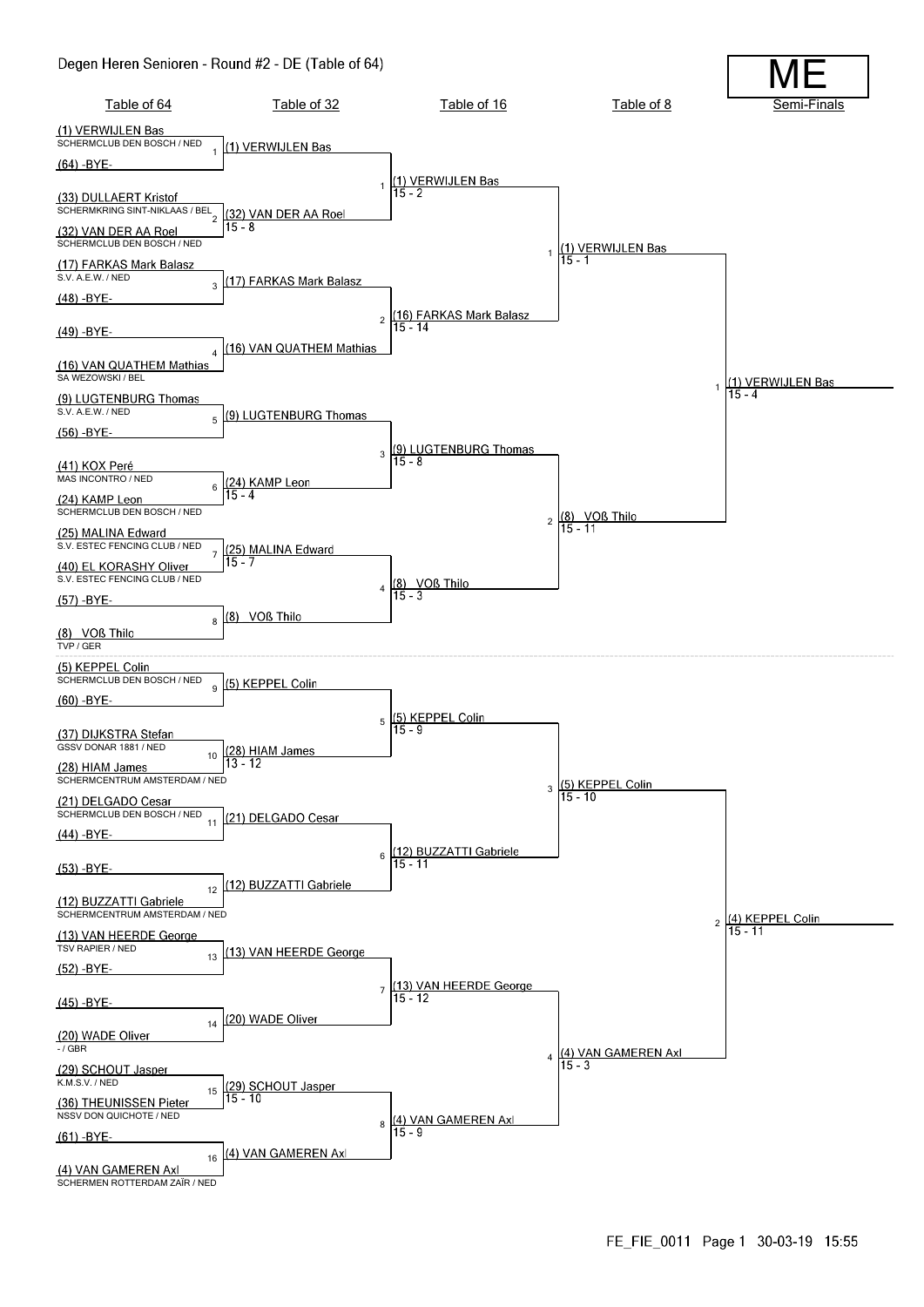# Degen Heren Senioren - Round #2 - DE (Table of 64)

**ME**

## Table of 64

| Bout | Fencer | Club / Nation |
|---|---|---|
| 1 | (1) VERWIJLEN Bas | SCHERMCLUB DEN BOSCH / NED |
| 1 | (64) -BYE- | |
| 2 | (33) DULLAERT Kristof | SCHERMKRING SINT-NIKLAAS / BEL |
| 2 | (32) VAN DER AA Roel | SCHERMCLUB DEN BOSCH / NED |
| 3 | (17) FARKAS Mark Balasz | S.V. A.E.W. / NED |
| 3 | (48) -BYE- | |
| 4 | (49) -BYE- | |
| 4 | (16) VAN QUATHEM Mathias | SA WEZOWSKI / BEL |
| 5 | (9) LUGTENBURG Thomas | S.V. A.E.W. / NED |
| 5 | (56) -BYE- | |
| 6 | (41) KOX Peré | MAS INCONTRO / NED |
| 6 | (24) KAMP Leon | SCHERMCLUB DEN BOSCH / NED |
| 7 | (25) MALINA Edward | S.V. ESTEC FENCING CLUB / NED |
| 7 | (40) EL KORASHY Oliver | S.V. ESTEC FENCING CLUB / NED |
| 8 | (57) -BYE- | |
| 8 | (8) VOß Thilo | TVP / GER |
| 9 | (5) KEPPEL Colin | SCHERMCLUB DEN BOSCH / NED |
| 9 | (60) -BYE- | |
| 10 | (37) DIJKSTRA Stefan | GSSV DONAR 1881 / NED |
| 10 | (28) HIAM James | SCHERMCENTRUM AMSTERDAM / NED |
| 11 | (21) DELGADO Cesar | SCHERMCLUB DEN BOSCH / NED |
| 11 | (44) -BYE- | |
| 12 | (53) -BYE- | |
| 12 | (12) BUZZATTI Gabriele | SCHERMCENTRUM AMSTERDAM / NED |
| 13 | (13) VAN HEERDE George | TSV RAPIER / NED |
| 13 | (52) -BYE- | |
| 14 | (45) -BYE- | |
| 14 | (20) WADE Oliver | - / GBR |
| 15 | (29) SCHOUT Jasper | K.M.S.V. / NED |
| 15 | (36) THEUNISSEN Pieter | NSSV DON QUICHOTE / NED |
| 16 | (61) -BYE- | |
| 16 | (4) VAN GAMEREN Axl | SCHERMEN ROTTERDAM ZAÏR / NED |

## Table of 32

| Bout | Winner | Score |
|---|---|---|
| 1 | (1) VERWIJLEN Bas | |
| 2 | (32) VAN DER AA Roel | 15 - 8 |
| 3 | (17) FARKAS Mark Balasz | |
| 4 | (16) VAN QUATHEM Mathias | |
| 5 | (9) LUGTENBURG Thomas | |
| 6 | (24) KAMP Leon | 15 - 4 |
| 7 | (25) MALINA Edward | 15 - 7 |
| 8 | (8) VOß Thilo | |
| 9 | (5) KEPPEL Colin | |
| 10 | (28) HIAM James | 13 - 12 |
| 11 | (21) DELGADO Cesar | |
| 12 | (12) BUZZATTI Gabriele | |
| 13 | (13) VAN HEERDE George | |
| 14 | (20) WADE Oliver | |
| 15 | (29) SCHOUT Jasper | 15 - 10 |
| 16 | (4) VAN GAMEREN Axl | |

## Table of 16

| Bout | Winner | Score |
|---|---|---|
| 1 | (1) VERWIJLEN Bas | 15 - 2 |
| 2 | (16) FARKAS Mark Balasz | 15 - 14 |
| 3 | (9) LUGTENBURG Thomas | 15 - 8 |
| 4 | (8) VOß Thilo | 15 - 3 |
| 5 | (5) KEPPEL Colin | 15 - 9 |
| 6 | (12) BUZZATTI Gabriele | 15 - 11 |
| 7 | (13) VAN HEERDE George | 15 - 12 |
| 8 | (4) VAN GAMEREN Axl | 15 - 9 |

## Table of 8

| Bout | Winner | Score |
|---|---|---|
| 1 | (1) VERWIJLEN Bas | 15 - 1 |
| 2 | (8) VOß Thilo | 15 - 11 |
| 3 | (5) KEPPEL Colin | 15 - 10 |
| 4 | (4) VAN GAMEREN Axl | 15 - 3 |

## Semi-Finals

| Bout | Winner | Score |
|---|---|---|
| 1 | (1) VERWIJLEN Bas | 15 - 4 |
| 2 | (4) KEPPEL Colin | 15 - 11 |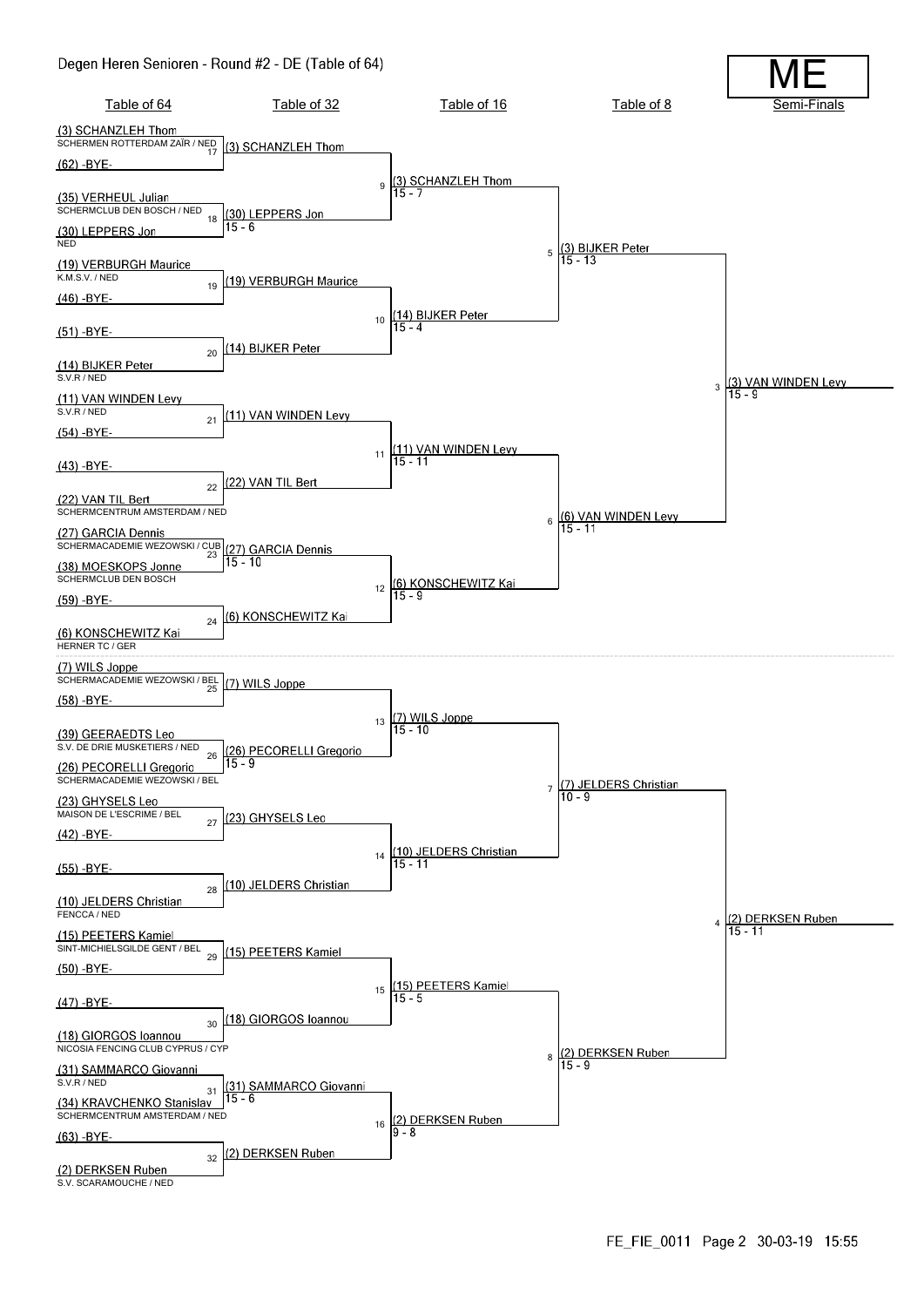# Degen Heren Senioren - Round #2 - DE (Table of 64)

**ME**

## Table of 64

| Seed | Fencer | Club / Nation |
|---|---|---|
| (3) | SCHANZLEH Thom | SCHERMEN ROTTERDAM ZAÏR / NED |
| (62) | -BYE- | |
| (35) | VERHEUL Julian | SCHERMCLUB DEN BOSCH / NED |
| (30) | LEPPERS Jon | NED |
| (19) | VERBURGH Maurice | K.M.S.V. / NED |
| (46) | -BYE- | |
| (51) | -BYE- | |
| (14) | BIJKER Peter | S.V.R / NED |
| (11) | VAN WINDEN Levy | S.V.R / NED |
| (54) | -BYE- | |
| (43) | -BYE- | |
| (22) | VAN TIL Bert | SCHERMCENTRUM AMSTERDAM / NED |
| (27) | GARCIA Dennis | SCHERMACADEMIE WEZOWSKI / CUB |
| (38) | MOESKOPS Jonne | SCHERMCLUB DEN BOSCH |
| (59) | -BYE- | |
| (6) | KONSCHEWITZ Kai | HERNER TC / GER |
| (7) | WILS Joppe | SCHERMACADEMIE WEZOWSKI / BEL |
| (58) | -BYE- | |
| (39) | GEERAEDTS Leo | S.V. DE DRIE MUSKETIERS / NED |
| (26) | PECORELLI Gregorio | SCHERMACADEMIE WEZOWSKI / BEL |
| (23) | GHYSELS Leo | MAISON DE L'ESCRIME / BEL |
| (42) | -BYE- | |
| (55) | -BYE- | |
| (10) | JELDERS Christian | FENCCA / NED |
| (15) | PEETERS Kamiel | SINT-MICHIELSGILDE GENT / BEL |
| (50) | -BYE- | |
| (47) | -BYE- | |
| (18) | GIORGOS Ioannou | NICOSIA FENCING CLUB CYPRUS / CYP |
| (31) | SAMMARCO Giovanni | S.V.R / NED |
| (34) | KRAVCHENKO Stanislav | SCHERMCENTRUM AMSTERDAM / NED |
| (63) | -BYE- | |
| (2) | DERKSEN Ruben | S.V. SCARAMOUCHE / NED |

## Table of 32

| Bout | Winner | Score |
|---|---|---|
| 17 | (3) SCHANZLEH Thom | |
| 18 | (30) LEPPERS Jon | 15 - 6 |
| 19 | (19) VERBURGH Maurice | |
| 20 | (14) BIJKER Peter | |
| 21 | (11) VAN WINDEN Levy | |
| 22 | (22) VAN TIL Bert | |
| 23 | (27) GARCIA Dennis | 15 - 10 |
| 24 | (6) KONSCHEWITZ Kai | |
| 25 | (7) WILS Joppe | |
| 26 | (26) PECORELLI Gregorio | 15 - 9 |
| 27 | (23) GHYSELS Leo | |
| 28 | (10) JELDERS Christian | |
| 29 | (15) PEETERS Kamiel | |
| 30 | (18) GIORGOS Ioannou | |
| 31 | (31) SAMMARCO Giovanni | 15 - 6 |
| 32 | (2) DERKSEN Ruben | |

## Table of 16

| Bout | Winner | Score |
|---|---|---|
| 9 | (3) SCHANZLEH Thom | 15 - 7 |
| 10 | (14) BIJKER Peter | 15 - 4 |
| 11 | (11) VAN WINDEN Levy | 15 - 11 |
| 12 | (6) KONSCHEWITZ Kai | 15 - 9 |
| 13 | (7) WILS Joppe | 15 - 10 |
| 14 | (10) JELDERS Christian | 15 - 11 |
| 15 | (15) PEETERS Kamiel | 15 - 5 |
| 16 | (2) DERKSEN Ruben | 9 - 8 |

## Table of 8

| Bout | Winner | Score |
|---|---|---|
| 5 | (3) BIJKER Peter | 15 - 13 |
| 6 | (6) VAN WINDEN Levy | 15 - 11 |
| 7 | (7) JELDERS Christian | 10 - 9 |
| 8 | (2) DERKSEN Ruben | 15 - 9 |

## Semi-Finals

| Bout | Winner | Score |
|---|---|---|
| 3 | (3) VAN WINDEN Levy | 15 - 9 |
| 4 | (2) DERKSEN Ruben | 15 - 11 |

FE_FIE_0011 Page 2 30-03-19 15:55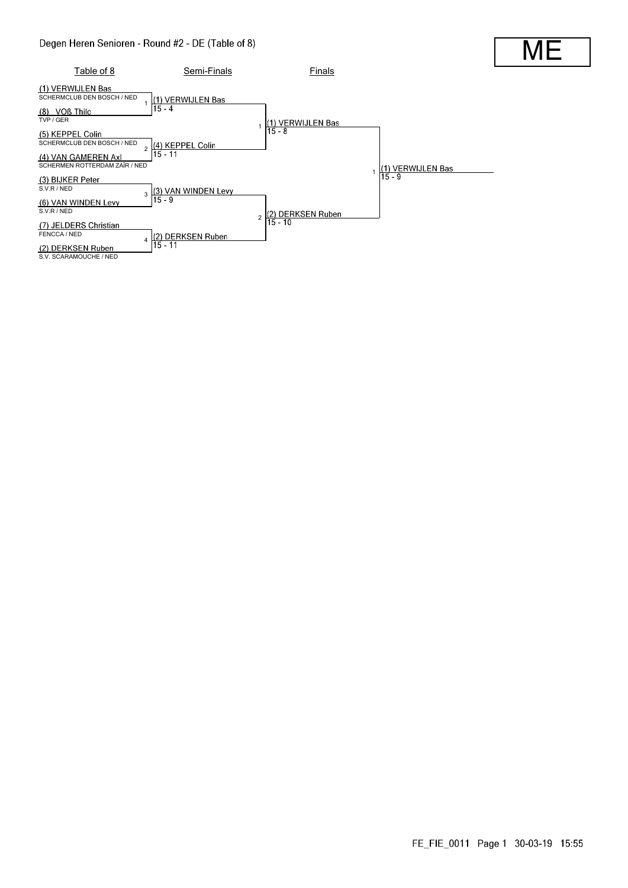# Degen Heren Senioren - Round #2 - DE (Table of 8)

**ME**

| Table of 8 | Semi-Finals | Finals | |
|---|---|---|---|
| (1) VERWIJLEN Bas<br>SCHERMCLUB DEN BOSCH / NED | | | |
| | 1 (1) VERWIJLEN Bas<br>15 - 4 | | |
| (8) VOß Thilo<br>TVP / GER | | | |
| | | 1 (1) VERWIJLEN Bas<br>15 - 8 | |
| (5) KEPPEL Colin<br>SCHERMCLUB DEN BOSCH / NED | | | |
| | 2 (4) KEPPEL Colin<br>15 - 11 | | |
| (4) VAN GAMEREN Axl<br>SCHERMEN ROTTERDAM ZAÏR / NED | | | |
| | | | 1 (1) VERWIJLEN Bas<br>15 - 9 |
| (3) BIJKER Peter<br>S.V.R / NED | | | |
| | 3 (3) VAN WINDEN Levy<br>15 - 9 | | |
| (6) VAN WINDEN Levy<br>S.V.R / NED | | | |
| | | 2 (2) DERKSEN Ruben<br>15 - 10 | |
| (7) JELDERS Christian<br>FENCCA / NED | | | |
| | 4 (2) DERKSEN Ruben<br>15 - 11 | | |
| (2) DERKSEN Ruben<br>S.V. SCARAMOUCHE / NED | | | |

FE_FIE_0011 Page 1 30-03-19 15:55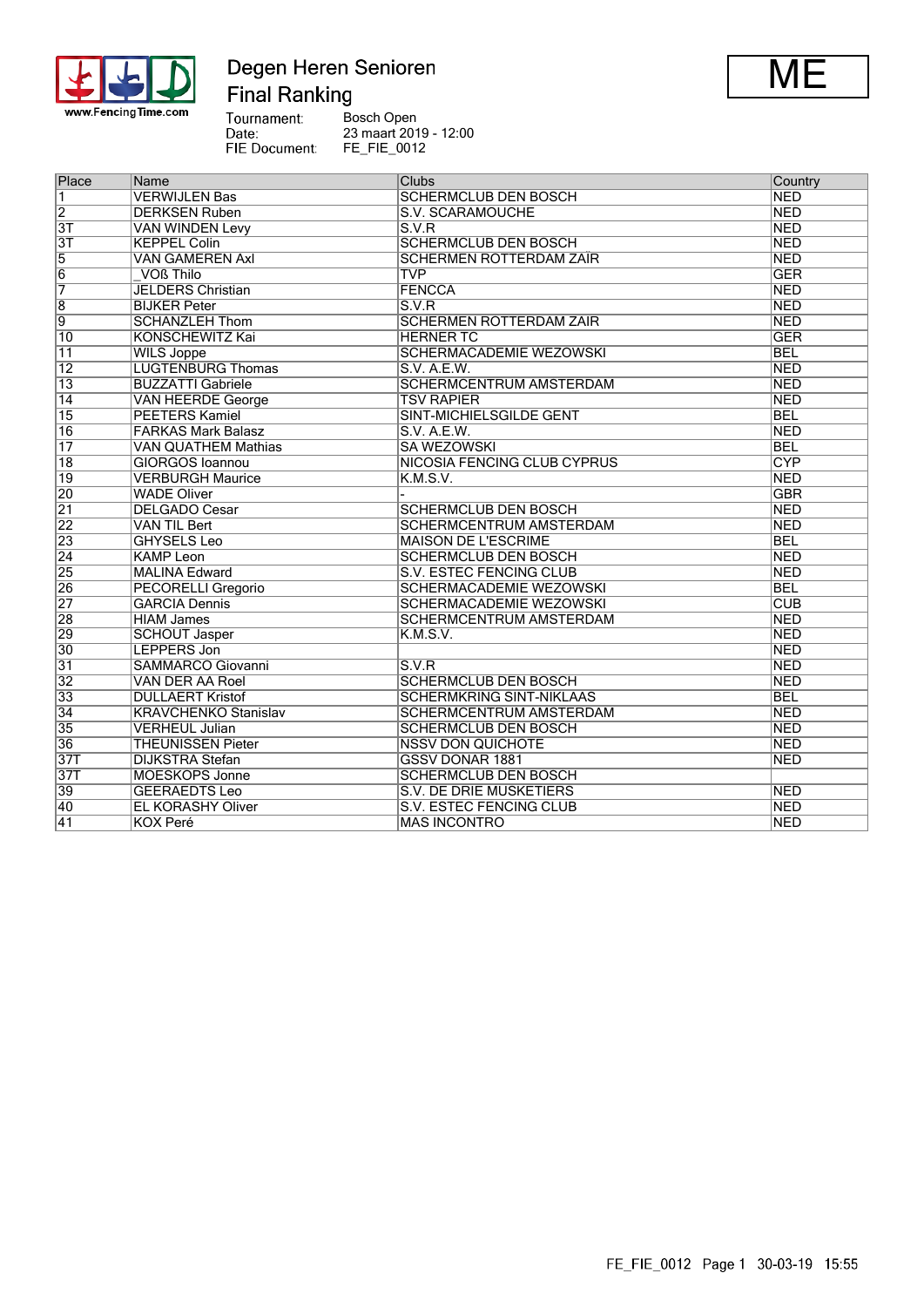# Degen Heren Senioren

## Final Ranking

**ME**

Tournament: Bosch Open
Date: 23 maart 2019 - 12:00
FIE Document: FE_FIE_0012

| Place | Name | Clubs | Country |
|---|---|---|---|
| 1 | VERWIJLEN Bas | SCHERMCLUB DEN BOSCH | NED |
| 2 | DERKSEN Ruben | S.V. SCARAMOUCHE | NED |
| 3T | VAN WINDEN Levy | S.V.R | NED |
| 3T | KEPPEL Colin | SCHERMCLUB DEN BOSCH | NED |
| 5 | VAN GAMEREN Axl | SCHERMEN ROTTERDAM ZAÏR | NED |
| 6 | _VOß Thilo | TVP | GER |
| 7 | JELDERS Christian | FENCCA | NED |
| 8 | BIJKER Peter | S.V.R | NED |
| 9 | SCHANZLEH Thom | SCHERMEN ROTTERDAM ZAIR | NED |
| 10 | KONSCHEWITZ Kai | HERNER TC | GER |
| 11 | WILS Joppe | SCHERMACADEMIE WEZOWSKI | BEL |
| 12 | LUGTENBURG Thomas | S.V. A.E.W. | NED |
| 13 | BUZZATTI Gabriele | SCHERMCENTRUM AMSTERDAM | NED |
| 14 | VAN HEERDE George | TSV RAPIER | NED |
| 15 | PEETERS Kamiel | SINT-MICHIELSGILDE GENT | BEL |
| 16 | FARKAS Mark Balasz | S.V. A.E.W. | NED |
| 17 | VAN QUATHEM Mathias | SA WEZOWSKI | BEL |
| 18 | GIORGOS Ioannou | NICOSIA FENCING CLUB CYPRUS | CYP |
| 19 | VERBURGH Maurice | K.M.S.V. | NED |
| 20 | WADE Oliver | - | GBR |
| 21 | DELGADO Cesar | SCHERMCLUB DEN BOSCH | NED |
| 22 | VAN TIL Bert | SCHERMCENTRUM AMSTERDAM | NED |
| 23 | GHYSELS Leo | MAISON DE L'ESCRIME | BEL |
| 24 | KAMP Leon | SCHERMCLUB DEN BOSCH | NED |
| 25 | MALINA Edward | S.V. ESTEC FENCING CLUB | NED |
| 26 | PECORELLI Gregorio | SCHERMACADEMIE WEZOWSKI | BEL |
| 27 | GARCIA Dennis | SCHERMACADEMIE WEZOWSKI | CUB |
| 28 | HIAM James | SCHERMCENTRUM AMSTERDAM | NED |
| 29 | SCHOUT Jasper | K.M.S.V. | NED |
| 30 | LEPPERS Jon | | NED |
| 31 | SAMMARCO Giovanni | S.V.R | NED |
| 32 | VAN DER AA Roel | SCHERMCLUB DEN BOSCH | NED |
| 33 | DULLAERT Kristof | SCHERMKRING SINT-NIKLAAS | BEL |
| 34 | KRAVCHENKO Stanislav | SCHERMCENTRUM AMSTERDAM | NED |
| 35 | VERHEUL Julian | SCHERMCLUB DEN BOSCH | NED |
| 36 | THEUNISSEN Pieter | NSSV DON QUICHOTE | NED |
| 37T | DIJKSTRA Stefan | GSSV DONAR 1881 | NED |
| 37T | MOESKOPS Jonne | SCHERMCLUB DEN BOSCH | |
| 39 | GEERAEDTS Leo | S.V. DE DRIE MUSKETIERS | NED |
| 40 | EL KORASHY Oliver | S.V. ESTEC FENCING CLUB | NED |
| 41 | KOX Peré | MAS INCONTRO | NED |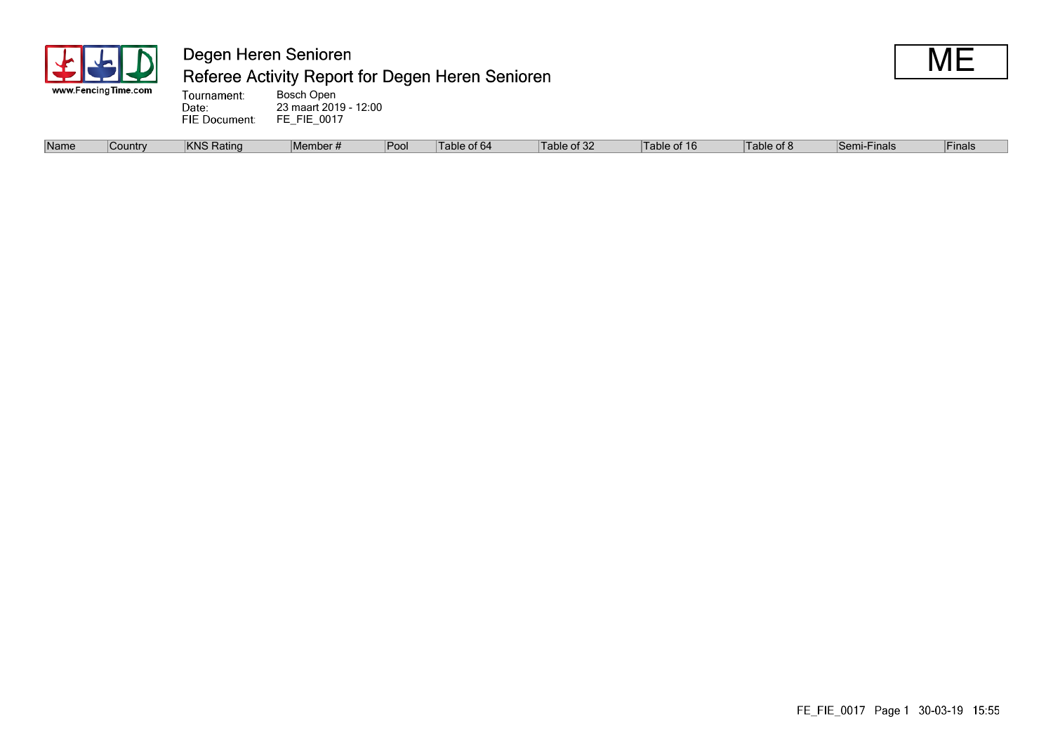# Degen Heren Senioren

## Referee Activity Report for Degen Heren Senioren

ME

Tournament: Bosch Open
Date: 23 maart 2019 - 12:00
FIE Document: FE_FIE_0017

| Name | Country | KNS Rating | Member # | Pool | Table of 64 | Table of 32 | Table of 16 | Table of 8 | Semi-Finals | Finals |
|---|---|---|---|---|---|---|---|---|---|---|